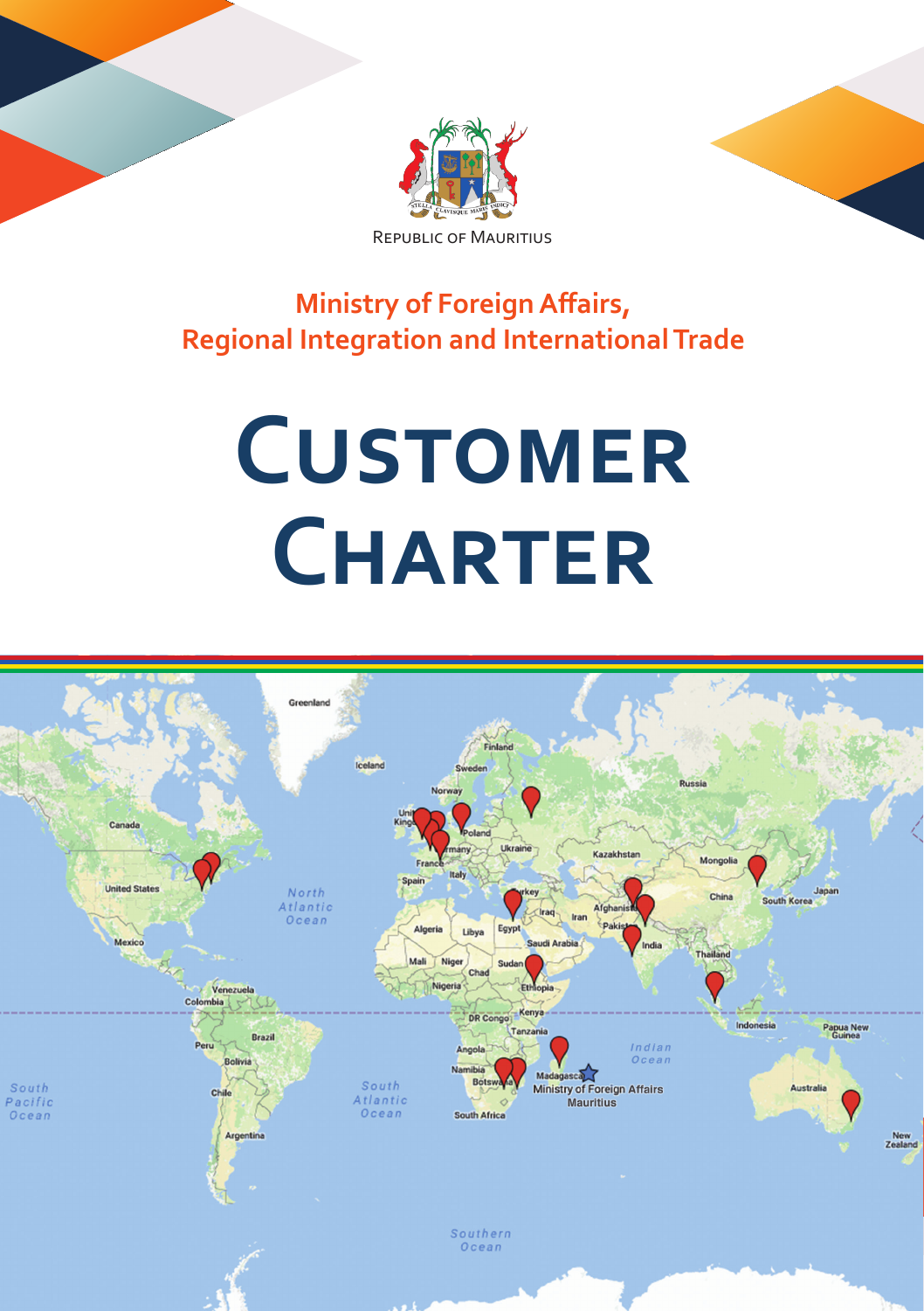Republic of Mauritius

**Ministry of Foreign Affairs,
Regional Integration and International Trade**

# Customer Charter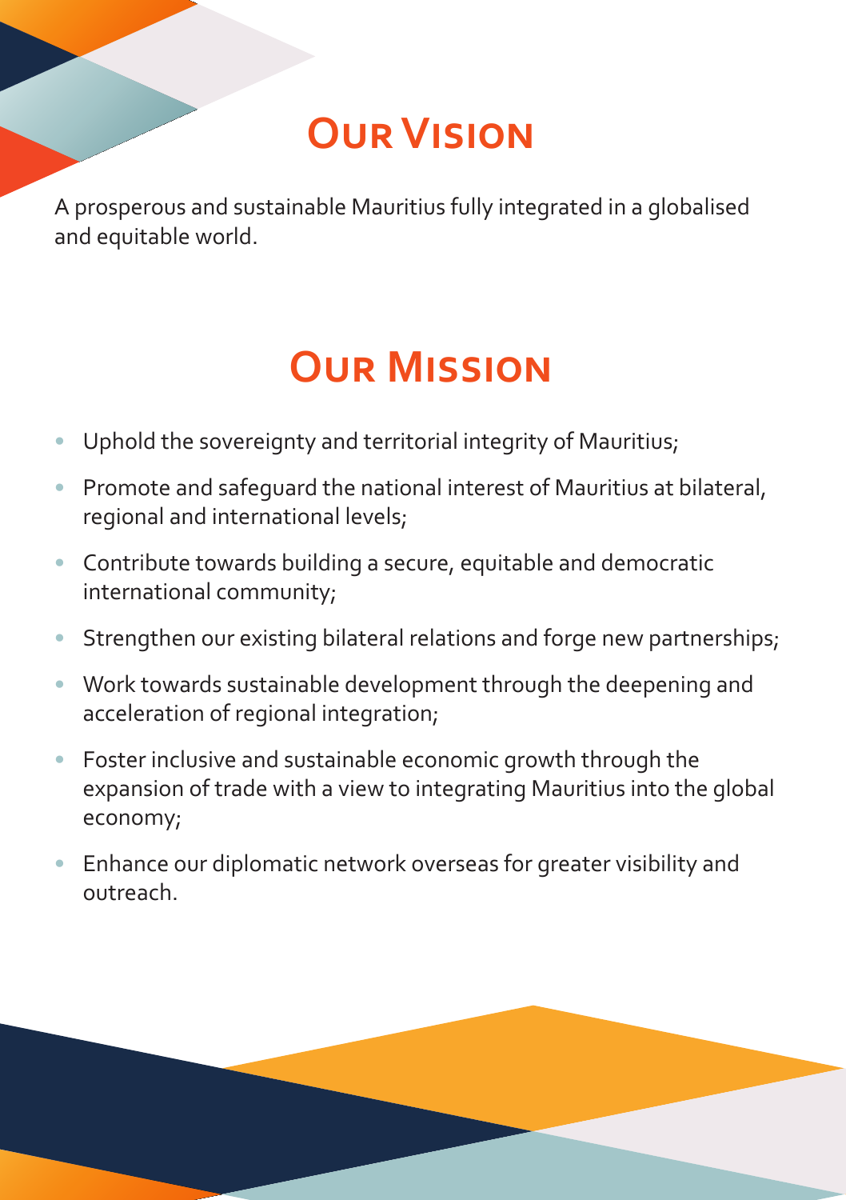# Our Vision

A prosperous and sustainable Mauritius fully integrated in a globalised and equitable world.

# Our Mission

- Uphold the sovereignty and territorial integrity of Mauritius;
- Promote and safeguard the national interest of Mauritius at bilateral, regional and international levels;
- Contribute towards building a secure, equitable and democratic international community;
- Strengthen our existing bilateral relations and forge new partnerships;
- Work towards sustainable development through the deepening and acceleration of regional integration;
- Foster inclusive and sustainable economic growth through the expansion of trade with a view to integrating Mauritius into the global economy;
- Enhance our diplomatic network overseas for greater visibility and outreach.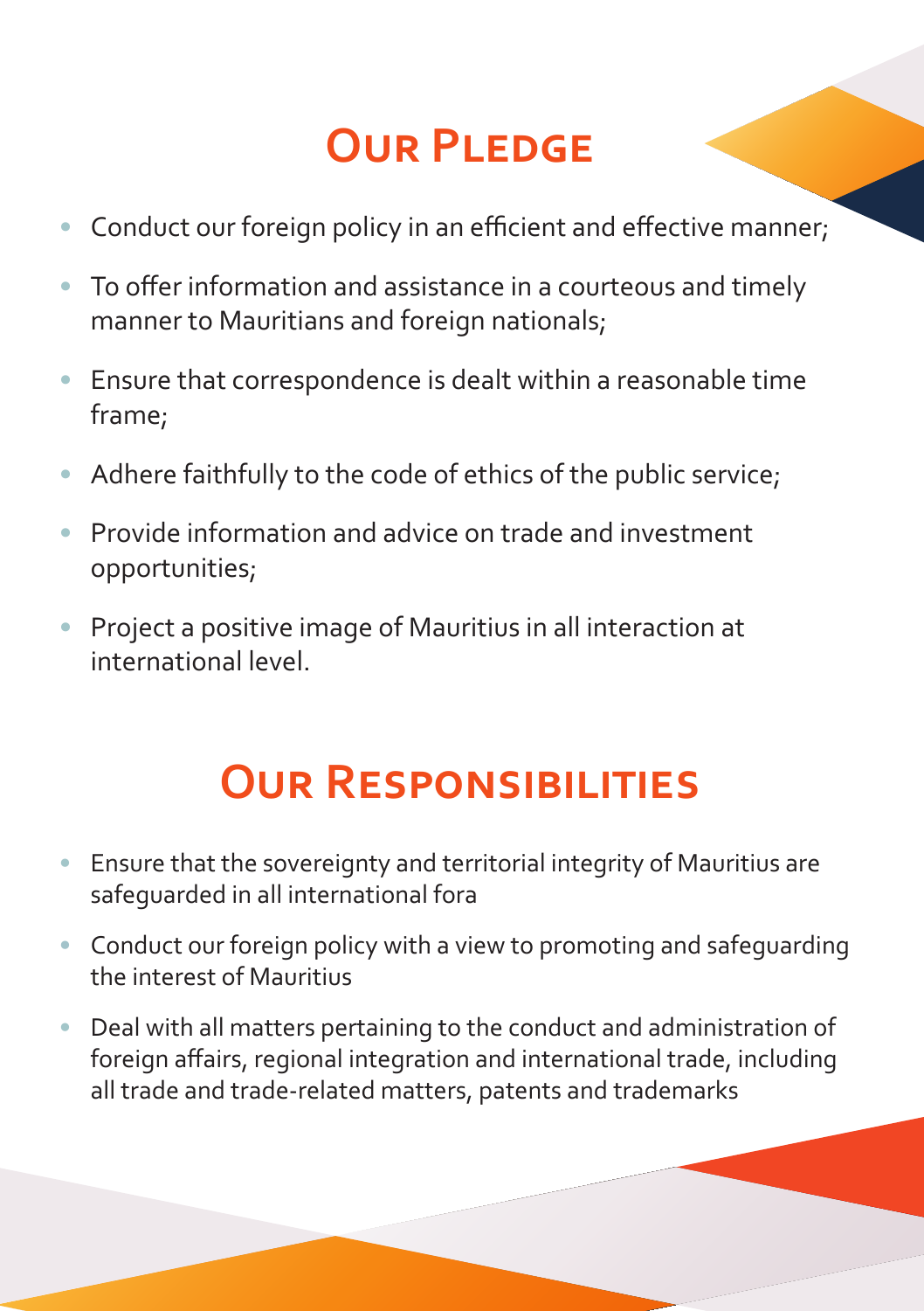# Our Pledge

- Conduct our foreign policy in an efficient and effective manner;
- To offer information and assistance in a courteous and timely manner to Mauritians and foreign nationals;
- Ensure that correspondence is dealt within a reasonable time frame;
- Adhere faithfully to the code of ethics of the public service;
- Provide information and advice on trade and investment opportunities;
- Project a positive image of Mauritius in all interaction at international level.

# Our Responsibilities

- Ensure that the sovereignty and territorial integrity of Mauritius are safeguarded in all international fora
- Conduct our foreign policy with a view to promoting and safeguarding the interest of Mauritius
- Deal with all matters pertaining to the conduct and administration of foreign affairs, regional integration and international trade, including all trade and trade-related matters, patents and trademarks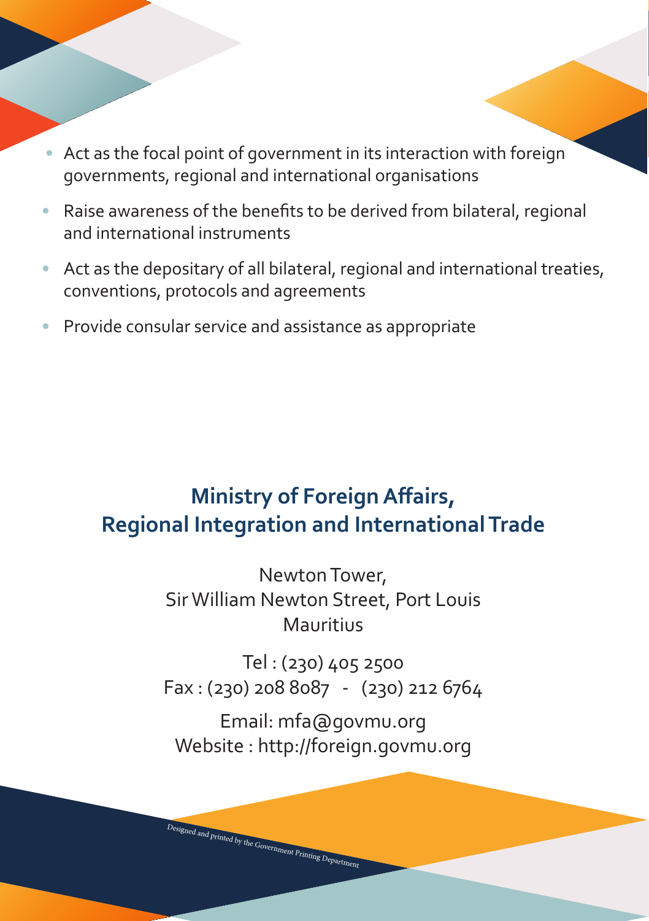- Act as the focal point of government in its interaction with foreign governments, regional and international organisations
- Raise awareness of the benefits to be derived from bilateral, regional and international instruments
- Act as the depositary of all bilateral, regional and international treaties, conventions, protocols and agreements
- Provide consular service and assistance as appropriate

## Ministry of Foreign Affairs, Regional Integration and International Trade

Newton Tower,
Sir William Newton Street, Port Louis
Mauritius

Tel : (230) 405 2500
Fax : (230) 208 8087 - (230) 212 6764

Email: mfa@govmu.org
Website : http://foreign.govmu.org

Designed and printed by the Government Printing Department